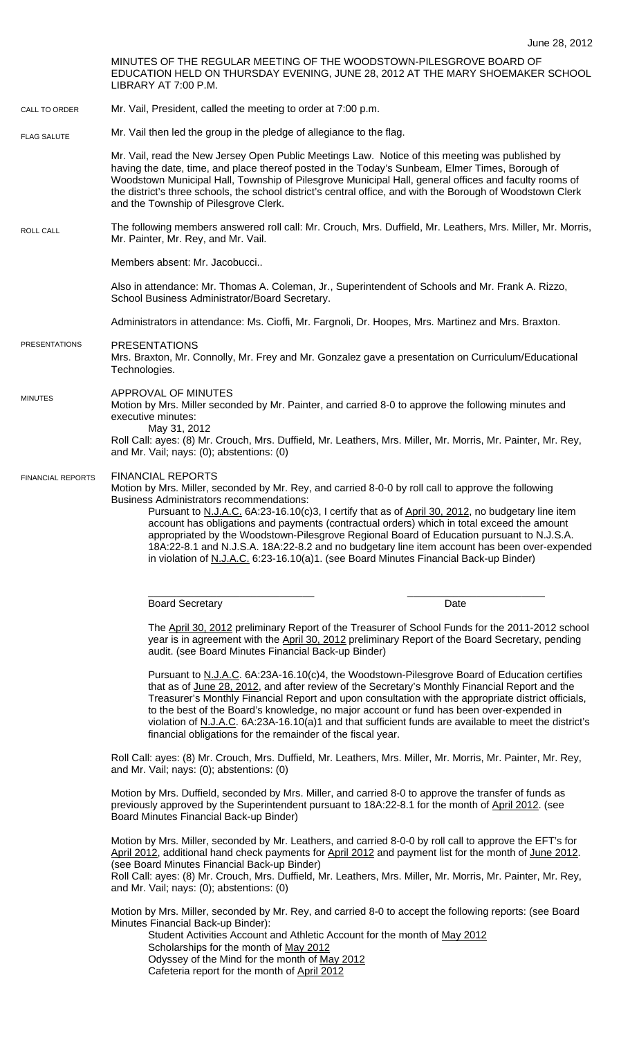June 28, 2012

MINUTES OF THE REGULAR MEETING OF THE WOODSTOWN-PILESGROVE BOARD OF EDUCATION HELD ON THURSDAY EVENING, JUNE 28, 2012 AT THE MARY SHOEMAKER SCHOOL LIBRARY AT 7:00 P.M.

CALL TO ORDER

Mr. Vail, President, called the meeting to order at 7:00 p.m.

FLAG SALUTE

Mr. Vail then led the group in the pledge of allegiance to the flag.

Mr. Vail, read the New Jersey Open Public Meetings Law. Notice of this meeting was published by having the date, time, and place thereof posted in the Today's Sunbeam, Elmer Times, Borough of Woodstown Municipal Hall, Township of Pilesgrove Municipal Hall, general offices and faculty rooms of the district's three schools, the school district's central office, and with the Borough of Woodstown Clerk and the Township of Pilesgrove Clerk.

ROLL CALL

The following members answered roll call: Mr. Crouch, Mrs. Duffield, Mr. Leathers, Mrs. Miller, Mr. Morris, Mr. Painter, Mr. Rey, and Mr. Vail.

Members absent: Mr. Jacobucci..

Also in attendance: Mr. Thomas A. Coleman, Jr., Superintendent of Schools and Mr. Frank A. Rizzo, School Business Administrator/Board Secretary.

Administrators in attendance: Ms. Cioffi, Mr. Fargnoli, Dr. Hoopes, Mrs. Martinez and Mrs. Braxton.

PRESENTATIONS

PRESENTATIONS

Mrs. Braxton, Mr. Connolly, Mr. Frey and Mr. Gonzalez gave a presentation on Curriculum/Educational Technologies.

MINUTES

APPROVAL OF MINUTES

Motion by Mrs. Miller seconded by Mr. Painter, and carried 8-0 to approve the following minutes and executive minutes:

May 31, 2012

Roll Call: ayes: (8) Mr. Crouch, Mrs. Duffield, Mr. Leathers, Mrs. Miller, Mr. Morris, Mr. Painter, Mr. Rey, and Mr. Vail; nays: (0); abstentions: (0)

FINANCIAL REPORTS

FINANCIAL REPORTS

Motion by Mrs. Miller, seconded by Mr. Rey, and carried 8-0-0 by roll call to approve the following Business Administrators recommendations:

Pursuant to N.J.A.C. 6A:23-16.10(c)3, I certify that as of April 30, 2012, no budgetary line item account has obligations and payments (contractual orders) which in total exceed the amount appropriated by the Woodstown-Pilesgrove Regional Board of Education pursuant to N.J.S.A. 18A:22-8.1 and N.J.S.A. 18A:22-8.2 and no budgetary line item account has been over-expended in violation of N.J.A.C. 6:23-16.10(a)1. (see Board Minutes Financial Back-up Binder)

Board Secretary &nbsp;&nbsp;&nbsp;&nbsp;&nbsp;&nbsp;&nbsp;&nbsp; Date

The April 30, 2012 preliminary Report of the Treasurer of School Funds for the 2011-2012 school year is in agreement with the April 30, 2012 preliminary Report of the Board Secretary, pending audit. (see Board Minutes Financial Back-up Binder)

Pursuant to N.J.A.C. 6A:23A-16.10(c)4, the Woodstown-Pilesgrove Board of Education certifies that as of June 28, 2012, and after review of the Secretary's Monthly Financial Report and the Treasurer's Monthly Financial Report and upon consultation with the appropriate district officials, to the best of the Board's knowledge, no major account or fund has been over-expended in violation of N.J.A.C. 6A:23A-16.10(a)1 and that sufficient funds are available to meet the district's financial obligations for the remainder of the fiscal year.

Roll Call: ayes: (8) Mr. Crouch, Mrs. Duffield, Mr. Leathers, Mrs. Miller, Mr. Morris, Mr. Painter, Mr. Rey, and Mr. Vail; nays: (0); abstentions: (0)

Motion by Mrs. Duffield, seconded by Mrs. Miller, and carried 8-0 to approve the transfer of funds as previously approved by the Superintendent pursuant to 18A:22-8.1 for the month of April 2012. (see Board Minutes Financial Back-up Binder)

Motion by Mrs. Miller, seconded by Mr. Leathers, and carried 8-0-0 by roll call to approve the EFT's for April 2012, additional hand check payments for April 2012 and payment list for the month of June 2012. (see Board Minutes Financial Back-up Binder)

Roll Call: ayes: (8) Mr. Crouch, Mrs. Duffield, Mr. Leathers, Mrs. Miller, Mr. Morris, Mr. Painter, Mr. Rey, and Mr. Vail; nays: (0); abstentions: (0)

Motion by Mrs. Miller, seconded by Mr. Rey, and carried 8-0 to accept the following reports: (see Board Minutes Financial Back-up Binder):

Student Activities Account and Athletic Account for the month of May 2012
Scholarships for the month of May 2012
Odyssey of the Mind for the month of May 2012
Cafeteria report for the month of April 2012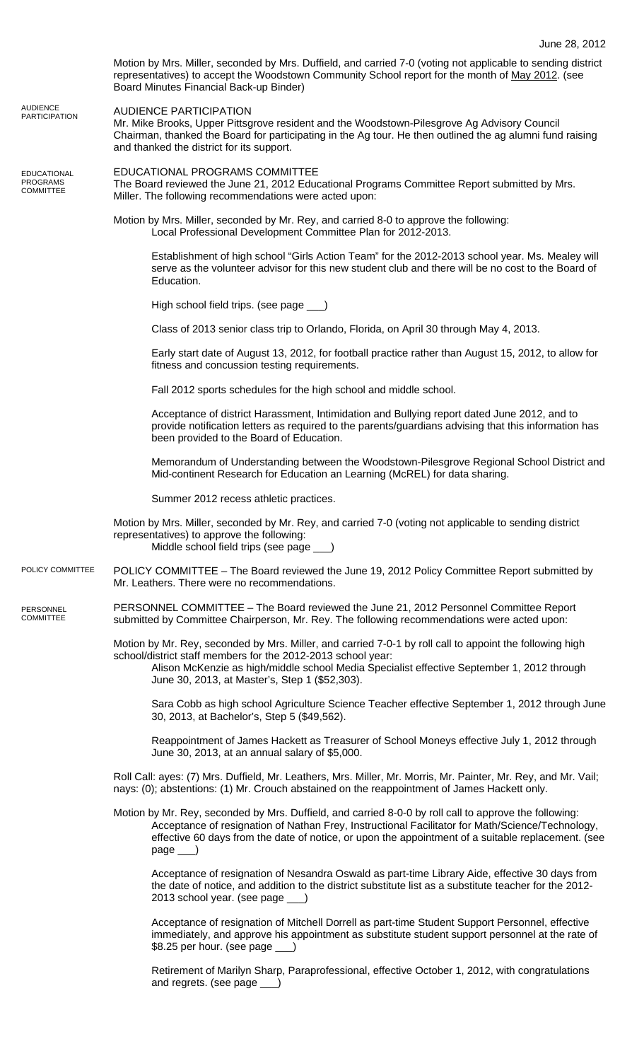June 28, 2012

Motion by Mrs. Miller, seconded by Mrs. Duffield, and carried 7-0 (voting not applicable to sending district representatives) to accept the Woodstown Community School report for the month of May 2012. (see Board Minutes Financial Back-up Binder)

AUDIENCE PARTICIPATION

## AUDIENCE PARTICIPATION

Mr. Mike Brooks, Upper Pittsgrove resident and the Woodstown-Pilesgrove Ag Advisory Council Chairman, thanked the Board for participating in the Ag tour. He then outlined the ag alumni fund raising and thanked the district for its support.

EDUCATIONAL PROGRAMS COMMITTEE

## EDUCATIONAL PROGRAMS COMMITTEE

The Board reviewed the June 21, 2012 Educational Programs Committee Report submitted by Mrs. Miller. The following recommendations were acted upon:

Motion by Mrs. Miller, seconded by Mr. Rey, and carried 8-0 to approve the following:

Local Professional Development Committee Plan for 2012-2013.

Establishment of high school "Girls Action Team" for the 2012-2013 school year. Ms. Mealey will serve as the volunteer advisor for this new student club and there will be no cost to the Board of Education.

High school field trips. (see page ___)

Class of 2013 senior class trip to Orlando, Florida, on April 30 through May 4, 2013.

Early start date of August 13, 2012, for football practice rather than August 15, 2012, to allow for fitness and concussion testing requirements.

Fall 2012 sports schedules for the high school and middle school.

Acceptance of district Harassment, Intimidation and Bullying report dated June 2012, and to provide notification letters as required to the parents/guardians advising that this information has been provided to the Board of Education.

Memorandum of Understanding between the Woodstown-Pilesgrove Regional School District and Mid-continent Research for Education an Learning (McREL) for data sharing.

Summer 2012 recess athletic practices.

Motion by Mrs. Miller, seconded by Mr. Rey, and carried 7-0 (voting not applicable to sending district representatives) to approve the following:

Middle school field trips (see page ___)

POLICY COMMITTEE

POLICY COMMITTEE – The Board reviewed the June 19, 2012 Policy Committee Report submitted by Mr. Leathers. There were no recommendations.

PERSONNEL COMMITTEE

PERSONNEL COMMITTEE – The Board reviewed the June 21, 2012 Personnel Committee Report submitted by Committee Chairperson, Mr. Rey. The following recommendations were acted upon:

Motion by Mr. Rey, seconded by Mrs. Miller, and carried 7-0-1 by roll call to appoint the following high school/district staff members for the 2012-2013 school year:

Alison McKenzie as high/middle school Media Specialist effective September 1, 2012 through June 30, 2013, at Master's, Step 1 ($52,303).

Sara Cobb as high school Agriculture Science Teacher effective September 1, 2012 through June 30, 2013, at Bachelor's, Step 5 ($49,562).

Reappointment of James Hackett as Treasurer of School Moneys effective July 1, 2012 through June 30, 2013, at an annual salary of $5,000.

Roll Call: ayes: (7) Mrs. Duffield, Mr. Leathers, Mrs. Miller, Mr. Morris, Mr. Painter, Mr. Rey, and Mr. Vail; nays: (0); abstentions: (1) Mr. Crouch abstained on the reappointment of James Hackett only.

Motion by Mr. Rey, seconded by Mrs. Duffield, and carried 8-0-0 by roll call to approve the following:

Acceptance of resignation of Nathan Frey, Instructional Facilitator for Math/Science/Technology, effective 60 days from the date of notice, or upon the appointment of a suitable replacement. (see page ___)

Acceptance of resignation of Nesandra Oswald as part-time Library Aide, effective 30 days from the date of notice, and addition to the district substitute list as a substitute teacher for the 2012-2013 school year. (see page ___)

Acceptance of resignation of Mitchell Dorrell as part-time Student Support Personnel, effective immediately, and approve his appointment as substitute student support personnel at the rate of $8.25 per hour. (see page ___)

Retirement of Marilyn Sharp, Paraprofessional, effective October 1, 2012, with congratulations and regrets. (see page ___)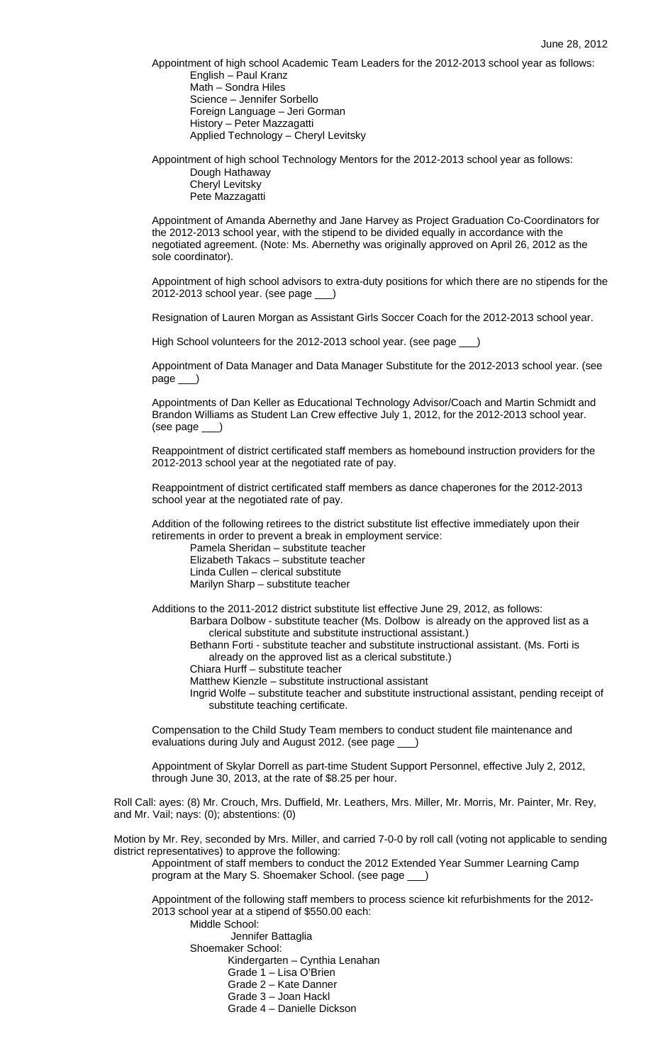Appointment of high school Academic Team Leaders for the 2012-2013 school year as follows:

- English – Paul Kranz
- Math – Sondra Hiles
- Science – Jennifer Sorbello
- Foreign Language – Jeri Gorman
- History – Peter Mazzagatti
- Applied Technology – Cheryl Levitsky

Appointment of high school Technology Mentors for the 2012-2013 school year as follows:

- Dough Hathaway
- Cheryl Levitsky
- Pete Mazzagatti

Appointment of Amanda Abernethy and Jane Harvey as Project Graduation Co-Coordinators for the 2012-2013 school year, with the stipend to be divided equally in accordance with the negotiated agreement. (Note: Ms. Abernethy was originally approved on April 26, 2012 as the sole coordinator).

Appointment of high school advisors to extra-duty positions for which there are no stipends for the 2012-2013 school year. (see page ___)

Resignation of Lauren Morgan as Assistant Girls Soccer Coach for the 2012-2013 school year.

High School volunteers for the 2012-2013 school year. (see page ___)

Appointment of Data Manager and Data Manager Substitute for the 2012-2013 school year. (see page ___)

Appointments of Dan Keller as Educational Technology Advisor/Coach and Martin Schmidt and Brandon Williams as Student Lan Crew effective July 1, 2012, for the 2012-2013 school year. (see page ___)

Reappointment of district certificated staff members as homebound instruction providers for the 2012-2013 school year at the negotiated rate of pay.

Reappointment of district certificated staff members as dance chaperones for the 2012-2013 school year at the negotiated rate of pay.

Addition of the following retirees to the district substitute list effective immediately upon their retirements in order to prevent a break in employment service:

- Pamela Sheridan – substitute teacher
- Elizabeth Takacs – substitute teacher
- Linda Cullen – clerical substitute
- Marilyn Sharp – substitute teacher

Additions to the 2011-2012 district substitute list effective June 29, 2012, as follows:

- Barbara Dolbow - substitute teacher (Ms. Dolbow is already on the approved list as a clerical substitute and substitute instructional assistant.)
- Bethann Forti - substitute teacher and substitute instructional assistant. (Ms. Forti is already on the approved list as a clerical substitute.)
- Chiara Hurff – substitute teacher
- Matthew Kienzle – substitute instructional assistant
- Ingrid Wolfe – substitute teacher and substitute instructional assistant, pending receipt of substitute teaching certificate.

Compensation to the Child Study Team members to conduct student file maintenance and evaluations during July and August 2012. (see page ___)

Appointment of Skylar Dorrell as part-time Student Support Personnel, effective July 2, 2012, through June 30, 2013, at the rate of $8.25 per hour.

Roll Call: ayes: (8) Mr. Crouch, Mrs. Duffield, Mr. Leathers, Mrs. Miller, Mr. Morris, Mr. Painter, Mr. Rey, and Mr. Vail; nays: (0); abstentions: (0)

Motion by Mr. Rey, seconded by Mrs. Miller, and carried 7-0-0 by roll call (voting not applicable to sending district representatives) to approve the following:

Appointment of staff members to conduct the 2012 Extended Year Summer Learning Camp program at the Mary S. Shoemaker School. (see page ___)

Appointment of the following staff members to process science kit refurbishments for the 2012-2013 school year at a stipend of $550.00 each:

- Middle School:
  - Jennifer Battaglia
- Shoemaker School:
  - Kindergarten – Cynthia Lenahan
  - Grade 1 – Lisa O'Brien
  - Grade 2 – Kate Danner
  - Grade 3 – Joan Hackl
  - Grade 4 – Danielle Dickson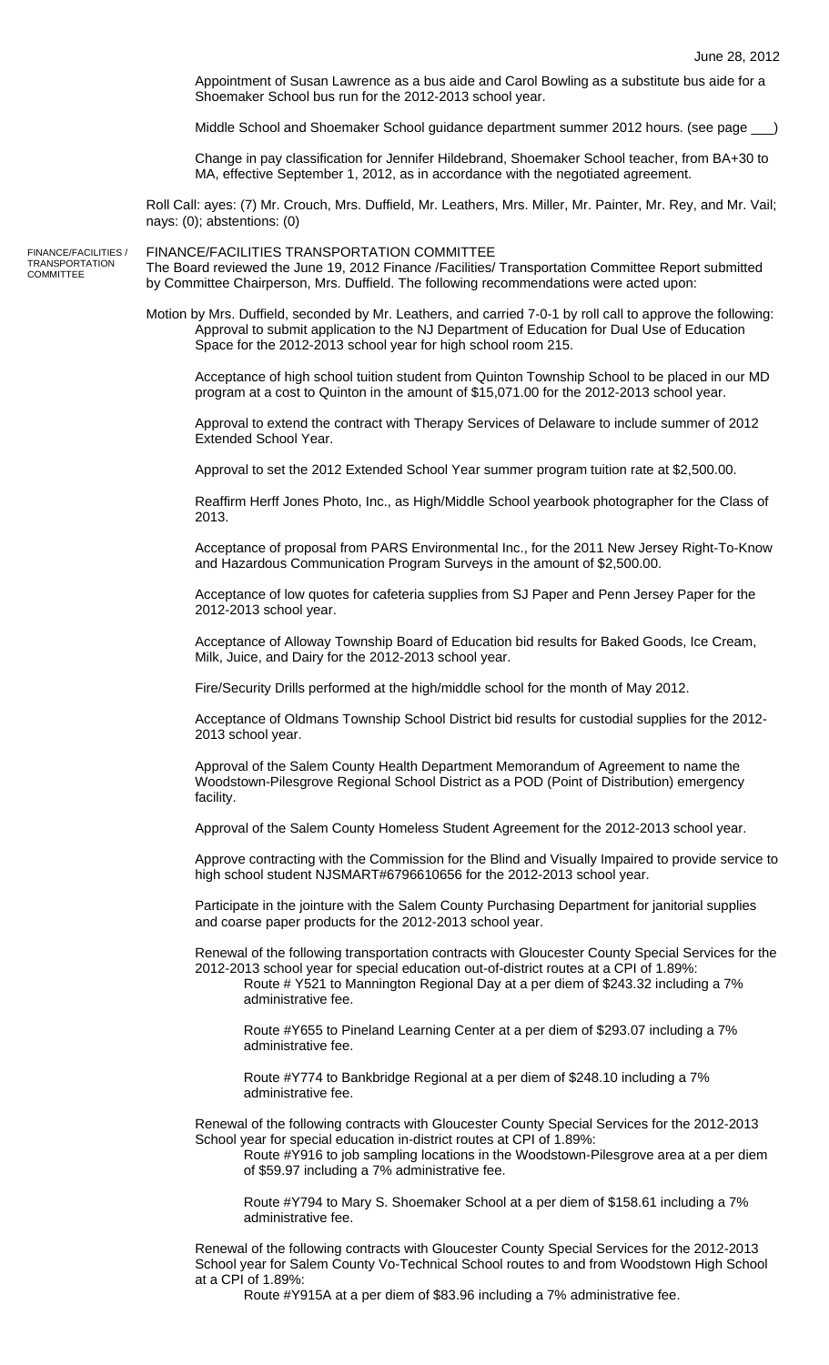Appointment of Susan Lawrence as a bus aide and Carol Bowling as a substitute bus aide for a Shoemaker School bus run for the 2012-2013 school year.

Middle School and Shoemaker School guidance department summer 2012 hours. (see page ___)

Change in pay classification for Jennifer Hildebrand, Shoemaker School teacher, from BA+30 to MA, effective September 1, 2012, as in accordance with the negotiated agreement.

Roll Call: ayes: (7) Mr. Crouch, Mrs. Duffield, Mr. Leathers, Mrs. Miller, Mr. Painter, Mr. Rey, and Mr. Vail; nays: (0); abstentions: (0)

FINANCE/FACILITIES / TRANSPORTATION COMMITTEE

## FINANCE/FACILITIES TRANSPORTATION COMMITTEE

The Board reviewed the June 19, 2012 Finance /Facilities/ Transportation Committee Report submitted by Committee Chairperson, Mrs. Duffield. The following recommendations were acted upon:

Motion by Mrs. Duffield, seconded by Mr. Leathers, and carried 7-0-1 by roll call to approve the following:

Approval to submit application to the NJ Department of Education for Dual Use of Education Space for the 2012-2013 school year for high school room 215.

Acceptance of high school tuition student from Quinton Township School to be placed in our MD program at a cost to Quinton in the amount of $15,071.00 for the 2012-2013 school year.

Approval to extend the contract with Therapy Services of Delaware to include summer of 2012 Extended School Year.

Approval to set the 2012 Extended School Year summer program tuition rate at $2,500.00.

Reaffirm Herff Jones Photo, Inc., as High/Middle School yearbook photographer for the Class of 2013.

Acceptance of proposal from PARS Environmental Inc., for the 2011 New Jersey Right-To-Know and Hazardous Communication Program Surveys in the amount of $2,500.00.

Acceptance of low quotes for cafeteria supplies from SJ Paper and Penn Jersey Paper for the 2012-2013 school year.

Acceptance of Alloway Township Board of Education bid results for Baked Goods, Ice Cream, Milk, Juice, and Dairy for the 2012-2013 school year.

Fire/Security Drills performed at the high/middle school for the month of May 2012.

Acceptance of Oldmans Township School District bid results for custodial supplies for the 2012-2013 school year.

Approval of the Salem County Health Department Memorandum of Agreement to name the Woodstown-Pilesgrove Regional School District as a POD (Point of Distribution) emergency facility.

Approval of the Salem County Homeless Student Agreement for the 2012-2013 school year.

Approve contracting with the Commission for the Blind and Visually Impaired to provide service to high school student NJSMART#6796610656 for the 2012-2013 school year.

Participate in the jointure with the Salem County Purchasing Department for janitorial supplies and coarse paper products for the 2012-2013 school year.

Renewal of the following transportation contracts with Gloucester County Special Services for the 2012-2013 school year for special education out-of-district routes at a CPI of 1.89%:

Route # Y521 to Mannington Regional Day at a per diem of $243.32 including a 7% administrative fee.

Route #Y655 to Pineland Learning Center at a per diem of $293.07 including a 7% administrative fee.

Route #Y774 to Bankbridge Regional at a per diem of $248.10 including a 7% administrative fee.

Renewal of the following contracts with Gloucester County Special Services for the 2012-2013 School year for special education in-district routes at CPI of 1.89%:

Route #Y916 to job sampling locations in the Woodstown-Pilesgrove area at a per diem of $59.97 including a 7% administrative fee.

Route #Y794 to Mary S. Shoemaker School at a per diem of $158.61 including a 7% administrative fee.

Renewal of the following contracts with Gloucester County Special Services for the 2012-2013 School year for Salem County Vo-Technical School routes to and from Woodstown High School at a CPI of 1.89%:

Route #Y915A at a per diem of $83.96 including a 7% administrative fee.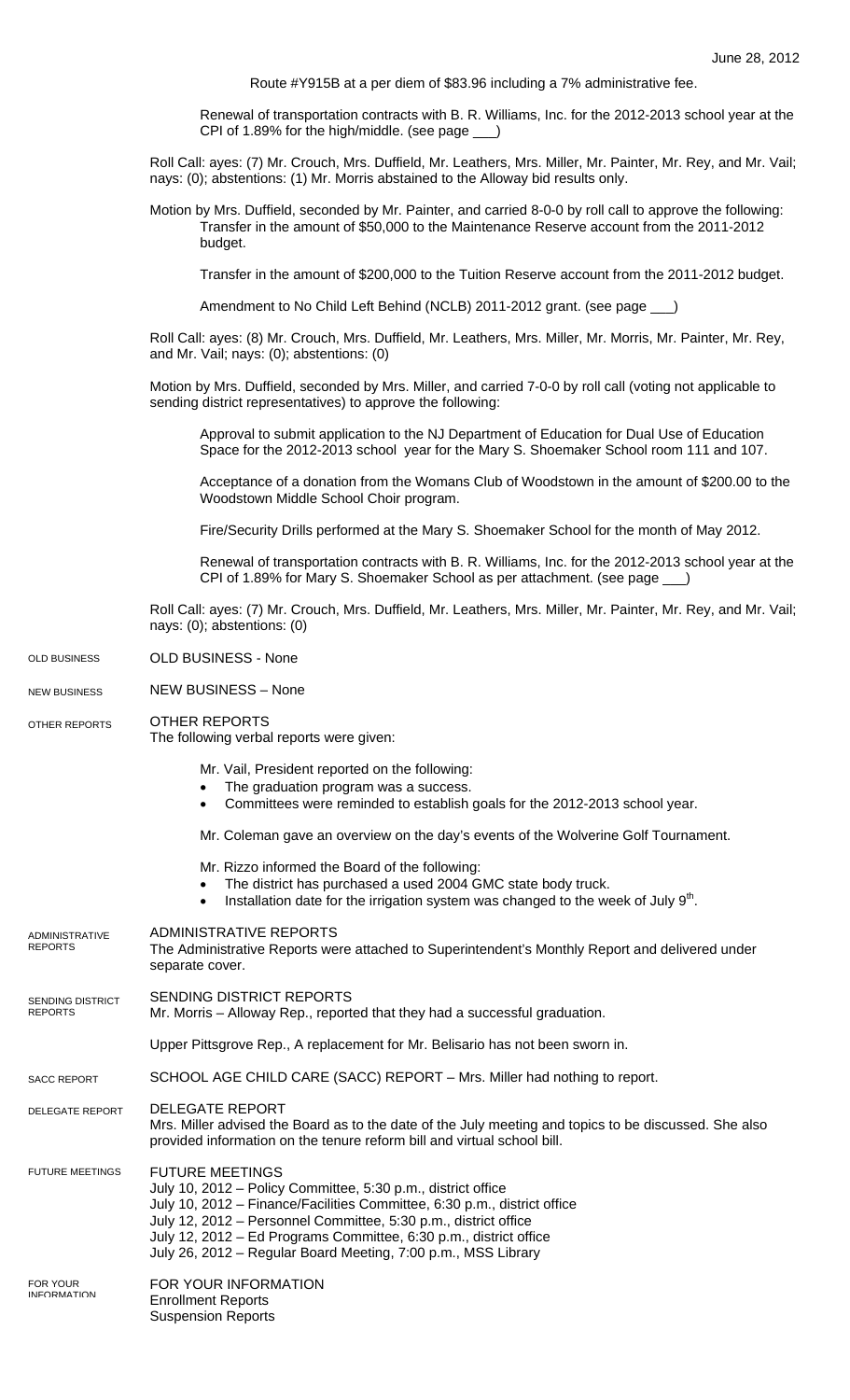Route #Y915B at a per diem of $83.96 including a 7% administrative fee.

Renewal of transportation contracts with B. R. Williams, Inc. for the 2012-2013 school year at the CPI of 1.89% for the high/middle. (see page ___)

Roll Call: ayes: (7) Mr. Crouch, Mrs. Duffield, Mr. Leathers, Mrs. Miller, Mr. Painter, Mr. Rey, and Mr. Vail; nays: (0); abstentions: (1) Mr. Morris abstained to the Alloway bid results only.

Motion by Mrs. Duffield, seconded by Mr. Painter, and carried 8-0-0 by roll call to approve the following:

Transfer in the amount of $50,000 to the Maintenance Reserve account from the 2011-2012 budget.

Transfer in the amount of $200,000 to the Tuition Reserve account from the 2011-2012 budget.

Amendment to No Child Left Behind (NCLB) 2011-2012 grant. (see page ___)

Roll Call: ayes: (8) Mr. Crouch, Mrs. Duffield, Mr. Leathers, Mrs. Miller, Mr. Morris, Mr. Painter, Mr. Rey, and Mr. Vail; nays: (0); abstentions: (0)

Motion by Mrs. Duffield, seconded by Mrs. Miller, and carried 7-0-0 by roll call (voting not applicable to sending district representatives) to approve the following:

Approval to submit application to the NJ Department of Education for Dual Use of Education Space for the 2012-2013 school year for the Mary S. Shoemaker School room 111 and 107.

Acceptance of a donation from the Womans Club of Woodstown in the amount of $200.00 to the Woodstown Middle School Choir program.

Fire/Security Drills performed at the Mary S. Shoemaker School for the month of May 2012.

Renewal of transportation contracts with B. R. Williams, Inc. for the 2012-2013 school year at the CPI of 1.89% for Mary S. Shoemaker School as per attachment. (see page ___)

Roll Call: ayes: (7) Mr. Crouch, Mrs. Duffield, Mr. Leathers, Mrs. Miller, Mr. Painter, Mr. Rey, and Mr. Vail; nays: (0); abstentions: (0)

## OLD BUSINESS

OLD BUSINESS - None

## NEW BUSINESS

NEW BUSINESS – None

## OTHER REPORTS

OTHER REPORTS
The following verbal reports were given:

Mr. Vail, President reported on the following:

- The graduation program was a success.
- Committees were reminded to establish goals for the 2012-2013 school year.

Mr. Coleman gave an overview on the day's events of the Wolverine Golf Tournament.

Mr. Rizzo informed the Board of the following:

- The district has purchased a used 2004 GMC state body truck.
- Installation date for the irrigation system was changed to the week of July 9th.

## ADMINISTRATIVE REPORTS

ADMINISTRATIVE REPORTS
The Administrative Reports were attached to Superintendent's Monthly Report and delivered under separate cover.

## SENDING DISTRICT REPORTS

SENDING DISTRICT REPORTS
Mr. Morris – Alloway Rep., reported that they had a successful graduation.

Upper Pittsgrove Rep., A replacement for Mr. Belisario has not been sworn in.

## SACC REPORT

SCHOOL AGE CHILD CARE (SACC) REPORT – Mrs. Miller had nothing to report.

## DELEGATE REPORT

DELEGATE REPORT
Mrs. Miller advised the Board as to the date of the July meeting and topics to be discussed. She also provided information on the tenure reform bill and virtual school bill.

## FUTURE MEETINGS

FUTURE MEETINGS
July 10, 2012 – Policy Committee, 5:30 p.m., district office
July 10, 2012 – Finance/Facilities Committee, 6:30 p.m., district office
July 12, 2012 – Personnel Committee, 5:30 p.m., district office
July 12, 2012 – Ed Programs Committee, 6:30 p.m., district office
July 26, 2012 – Regular Board Meeting, 7:00 p.m., MSS Library

## FOR YOUR INFORMATION

FOR YOUR INFORMATION
Enrollment Reports
Suspension Reports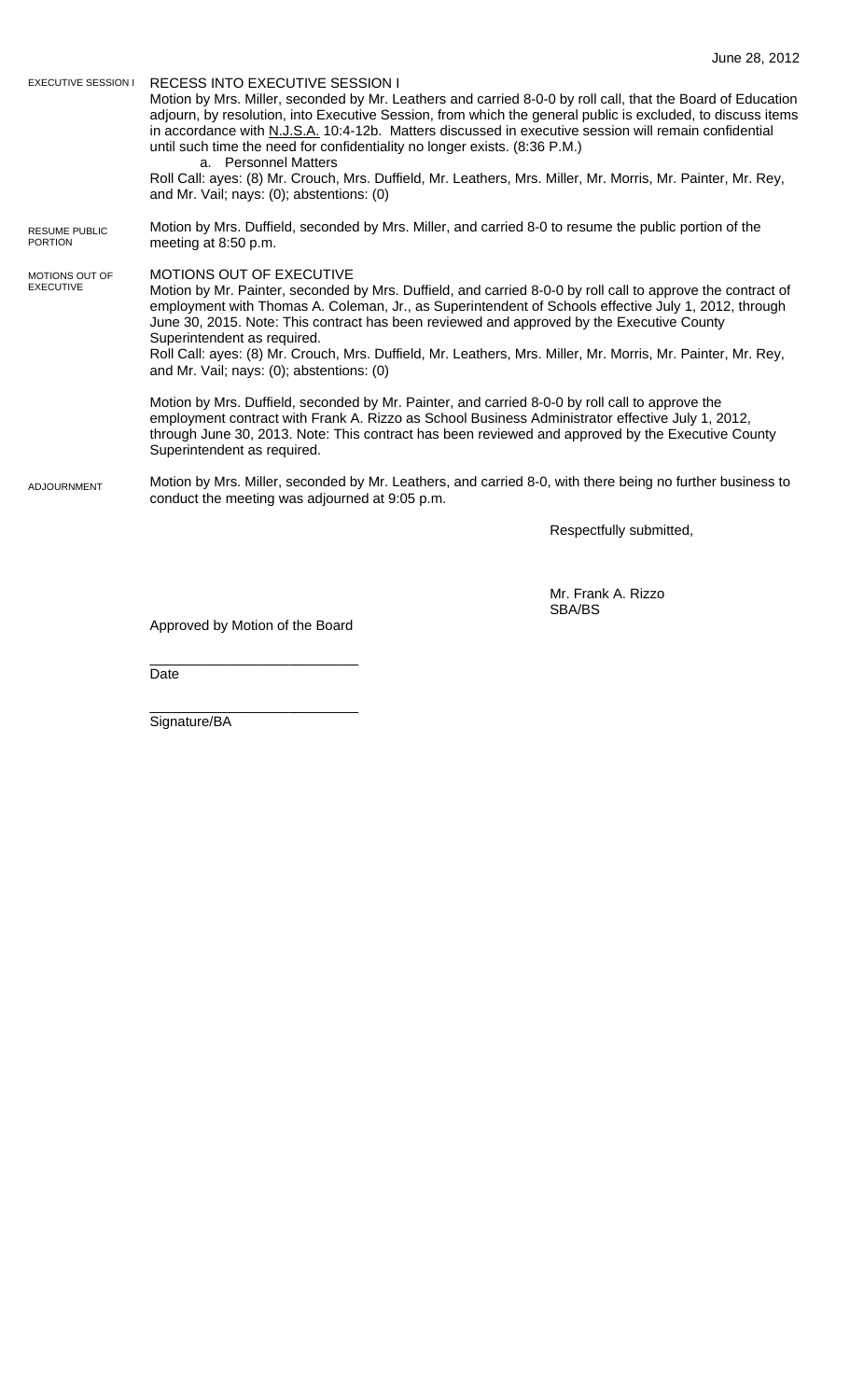June 28, 2012

**EXECUTIVE SESSION I**

RECESS INTO EXECUTIVE SESSION I

Motion by Mrs. Miller, seconded by Mr. Leathers and carried 8-0-0 by roll call, that the Board of Education adjourn, by resolution, into Executive Session, from which the general public is excluded, to discuss items in accordance with N.J.S.A. 10:4-12b. Matters discussed in executive session will remain confidential until such time the need for confidentiality no longer exists. (8:36 P.M.)

a. Personnel Matters

Roll Call: ayes: (8) Mr. Crouch, Mrs. Duffield, Mr. Leathers, Mrs. Miller, Mr. Morris, Mr. Painter, Mr. Rey, and Mr. Vail; nays: (0); abstentions: (0)

**RESUME PUBLIC PORTION**

Motion by Mrs. Duffield, seconded by Mrs. Miller, and carried 8-0 to resume the public portion of the meeting at 8:50 p.m.

**MOTIONS OUT OF EXECUTIVE**

MOTIONS OUT OF EXECUTIVE

Motion by Mr. Painter, seconded by Mrs. Duffield, and carried 8-0-0 by roll call to approve the contract of employment with Thomas A. Coleman, Jr., as Superintendent of Schools effective July 1, 2012, through June 30, 2015. Note: This contract has been reviewed and approved by the Executive County Superintendent as required.

Roll Call: ayes: (8) Mr. Crouch, Mrs. Duffield, Mr. Leathers, Mrs. Miller, Mr. Morris, Mr. Painter, Mr. Rey, and Mr. Vail; nays: (0); abstentions: (0)

Motion by Mrs. Duffield, seconded by Mr. Painter, and carried 8-0-0 by roll call to approve the employment contract with Frank A. Rizzo as School Business Administrator effective July 1, 2012, through June 30, 2013. Note: This contract has been reviewed and approved by the Executive County Superintendent as required.

**ADJOURNMENT**

Motion by Mrs. Miller, seconded by Mr. Leathers, and carried 8-0, with there being no further business to conduct the meeting was adjourned at 9:05 p.m.

Respectfully submitted,

Mr. Frank A. Rizzo
SBA/BS

Approved by Motion of the Board

\_\_\_\_\_\_\_\_\_\_\_\_\_\_\_\_\_\_\_\_\_\_\_\_\_\_\_
Date

\_\_\_\_\_\_\_\_\_\_\_\_\_\_\_\_\_\_\_\_\_\_\_\_\_\_\_
Signature/BA